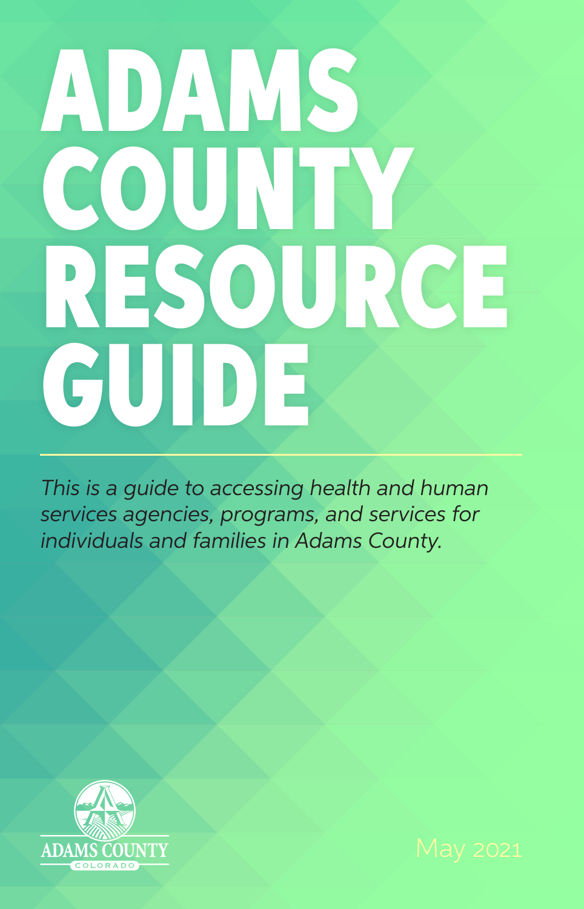# ADAMS COUNTY RESOURCE GUIDE

*This is a guide to accessing health and human services agencies, programs, and services for individuals and families in Adams County.*

ADAMS COUNTY
COLORADO

May 2021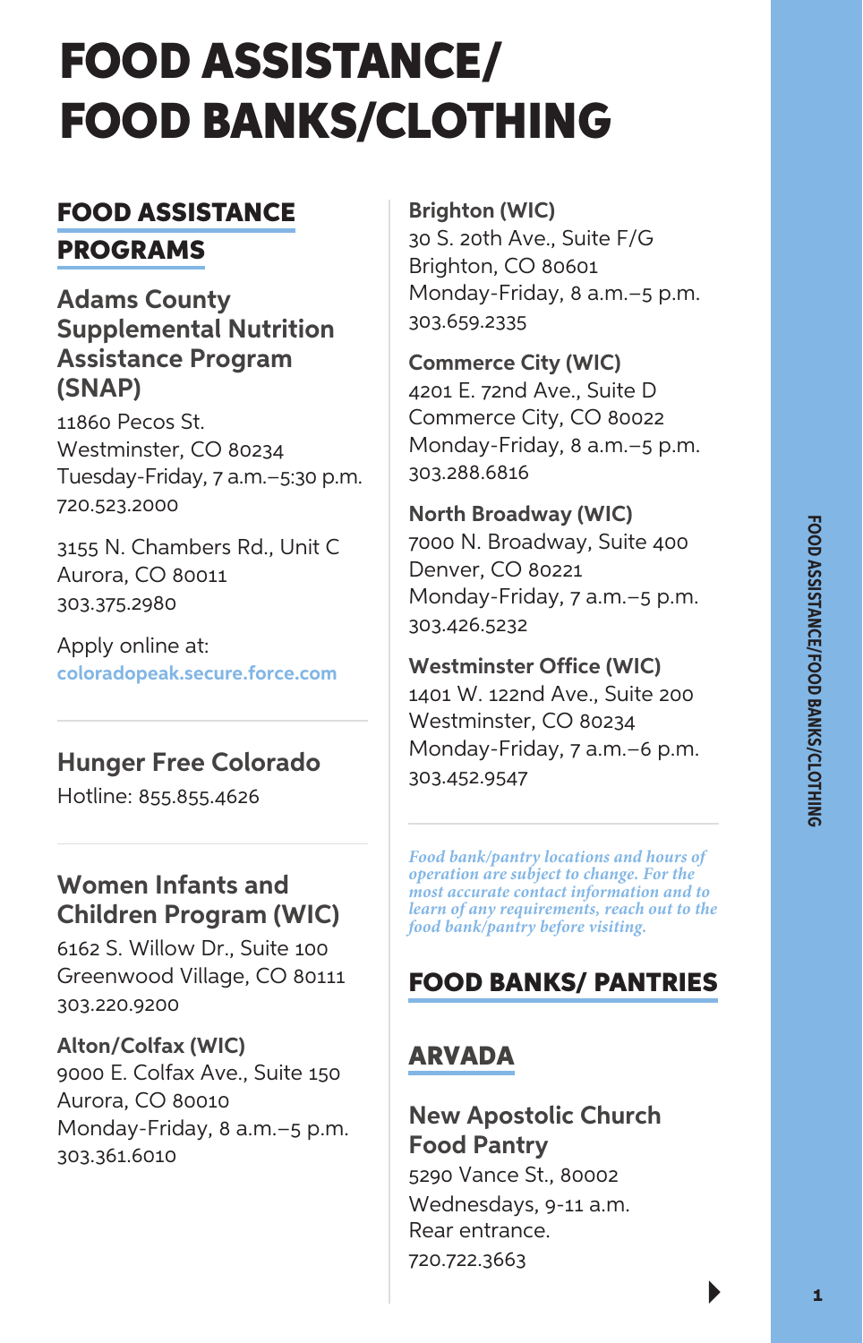# FOOD ASSISTANCE/ FOOD BANKS/CLOTHING

## FOOD ASSISTANCE PROGRAMS

### Adams County Supplemental Nutrition Assistance Program (SNAP)

11860 Pecos St.
Westminster, CO 80234
Tuesday-Friday, 7 a.m.–5:30 p.m.
720.523.2000

3155 N. Chambers Rd., Unit C
Aurora, CO 80011
303.375.2980

Apply online at:
coloradopeak.secure.force.com

### Hunger Free Colorado

Hotline: 855.855.4626

### Women Infants and Children Program (WIC)

6162 S. Willow Dr., Suite 100
Greenwood Village, CO 80111
303.220.9200

**Alton/Colfax (WIC)**
9000 E. Colfax Ave., Suite 150
Aurora, CO 80010
Monday-Friday, 8 a.m.–5 p.m.
303.361.6010

**Brighton (WIC)**
30 S. 20th Ave., Suite F/G
Brighton, CO 80601
Monday-Friday, 8 a.m.–5 p.m.
303.659.2335

**Commerce City (WIC)**
4201 E. 72nd Ave., Suite D
Commerce City, CO 80022
Monday-Friday, 8 a.m.–5 p.m.
303.288.6816

**North Broadway (WIC)**
7000 N. Broadway, Suite 400
Denver, CO 80221
Monday-Friday, 7 a.m.–5 p.m.
303.426.5232

**Westminster Office (WIC)**
1401 W. 122nd Ave., Suite 200
Westminster, CO 80234
Monday-Friday, 7 a.m.–6 p.m.
303.452.9547

*Food bank/pantry locations and hours of operation are subject to change. For the most accurate contact information and to learn of any requirements, reach out to the food bank/pantry before visiting.*

## FOOD BANKS/ PANTRIES

## ARVADA

### New Apostolic Church Food Pantry

5290 Vance St., 80002
Wednesdays, 9-11 a.m.
Rear entrance.
720.722.3663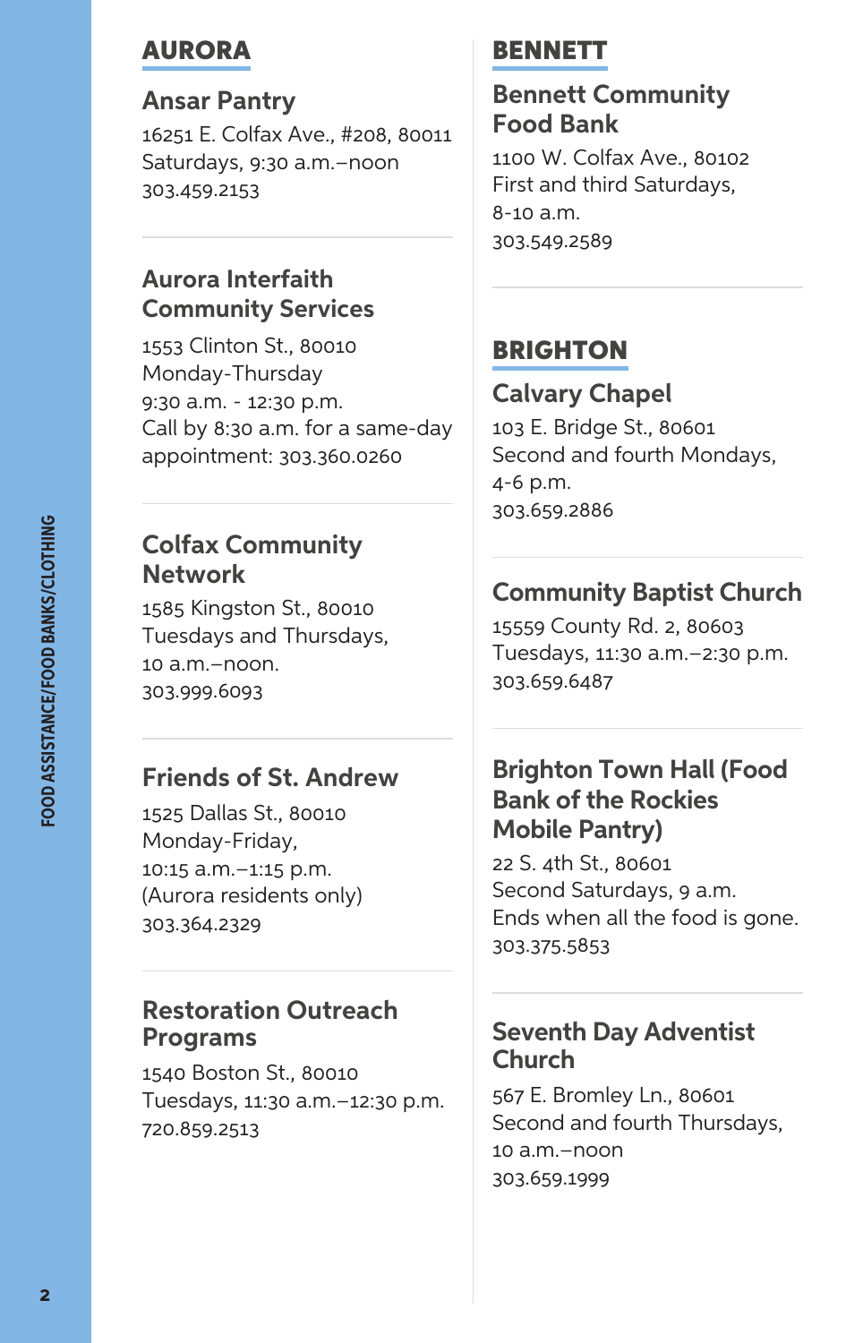## AURORA

### Ansar Pantry

16251 E. Colfax Ave., #208, 80011
Saturdays, 9:30 a.m.–noon
303.459.2153

### Aurora Interfaith Community Services

1553 Clinton St., 80010
Monday-Thursday
9:30 a.m. - 12:30 p.m.
Call by 8:30 a.m. for a same-day appointment: 303.360.0260

### Colfax Community Network

1585 Kingston St., 80010
Tuesdays and Thursdays,
10 a.m.–noon.
303.999.6093

### Friends of St. Andrew

1525 Dallas St., 80010
Monday-Friday,
10:15 a.m.–1:15 p.m.
(Aurora residents only)
303.364.2329

### Restoration Outreach Programs

1540 Boston St., 80010
Tuesdays, 11:30 a.m.–12:30 p.m.
720.859.2513

## BENNETT

### Bennett Community Food Bank

1100 W. Colfax Ave., 80102
First and third Saturdays,
8-10 a.m.
303.549.2589

## BRIGHTON

### Calvary Chapel

103 E. Bridge St., 80601
Second and fourth Mondays,
4-6 p.m.
303.659.2886

### Community Baptist Church

15559 County Rd. 2, 80603
Tuesdays, 11:30 a.m.–2:30 p.m.
303.659.6487

### Brighton Town Hall (Food Bank of the Rockies Mobile Pantry)

22 S. 4th St., 80601
Second Saturdays, 9 a.m.
Ends when all the food is gone.
303.375.5853

### Seventh Day Adventist Church

567 E. Bromley Ln., 80601
Second and fourth Thursdays,
10 a.m.–noon
303.659.1999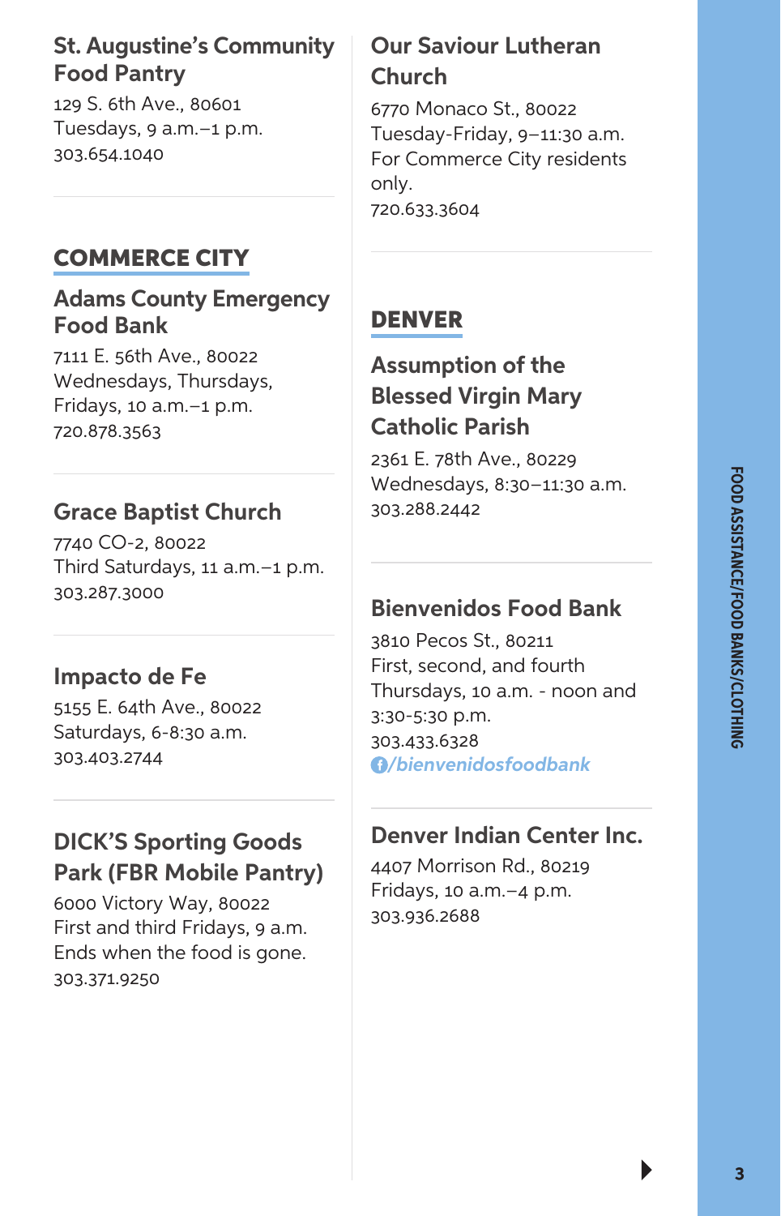### St. Augustine's Community Food Pantry

129 S. 6th Ave., 80601
Tuesdays, 9 a.m.–1 p.m.
303.654.1040

## COMMERCE CITY

### Adams County Emergency Food Bank

7111 E. 56th Ave., 80022
Wednesdays, Thursdays, Fridays, 10 a.m.–1 p.m.
720.878.3563

### Grace Baptist Church

7740 CO-2, 80022
Third Saturdays, 11 a.m.–1 p.m.
303.287.3000

### Impacto de Fe

5155 E. 64th Ave., 80022
Saturdays, 6-8:30 a.m.
303.403.2744

### DICK'S Sporting Goods Park (FBR Mobile Pantry)

6000 Victory Way, 80022
First and third Fridays, 9 a.m. Ends when the food is gone.
303.371.9250

### Our Saviour Lutheran Church

6770 Monaco St., 80022
Tuesday-Friday, 9–11:30 a.m.
For Commerce City residents only.
720.633.3604

## DENVER

### Assumption of the Blessed Virgin Mary Catholic Parish

2361 E. 78th Ave., 80229
Wednesdays, 8:30–11:30 a.m.
303.288.2442

### Bienvenidos Food Bank

3810 Pecos St., 80211
First, second, and fourth Thursdays, 10 a.m. - noon and 3:30-5:30 p.m.
303.433.6328
*/bienvenidosfoodbank*

### Denver Indian Center Inc.

4407 Morrison Rd., 80219
Fridays, 10 a.m.–4 p.m.
303.936.2688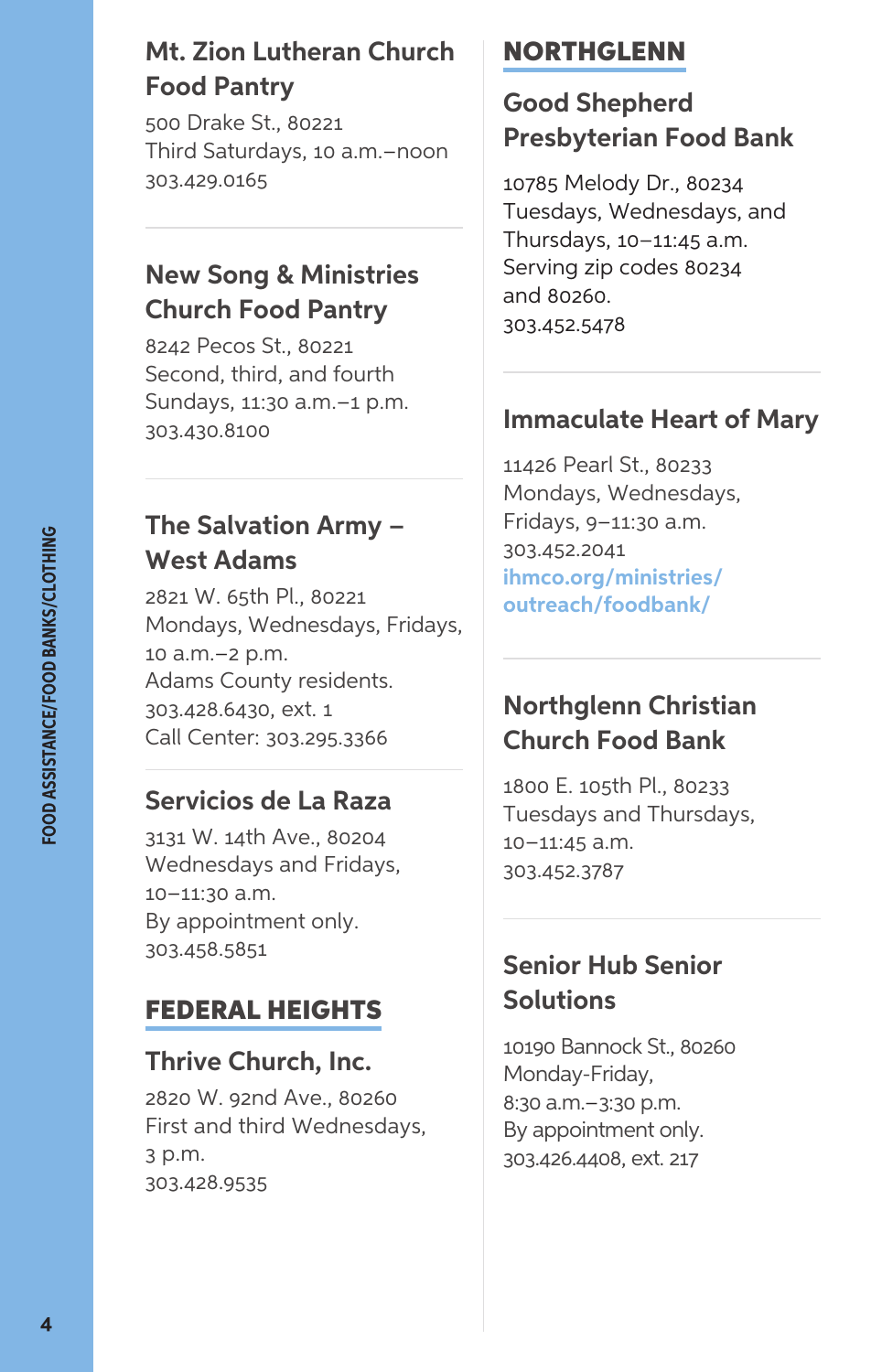### Mt. Zion Lutheran Church Food Pantry

500 Drake St., 80221
Third Saturdays, 10 a.m.–noon
303.429.0165

### New Song & Ministries Church Food Pantry

8242 Pecos St., 80221
Second, third, and fourth Sundays, 11:30 a.m.–1 p.m.
303.430.8100

### The Salvation Army – West Adams

2821 W. 65th Pl., 80221
Mondays, Wednesdays, Fridays, 10 a.m.–2 p.m.
Adams County residents.
303.428.6430, ext. 1
Call Center: 303.295.3366

### Servicios de La Raza

3131 W. 14th Ave., 80204
Wednesdays and Fridays, 10–11:30 a.m.
By appointment only.
303.458.5851

## FEDERAL HEIGHTS

### Thrive Church, Inc.

2820 W. 92nd Ave., 80260
First and third Wednesdays, 3 p.m.
303.428.9535

## NORTHGLENN

### Good Shepherd Presbyterian Food Bank

10785 Melody Dr., 80234
Tuesdays, Wednesdays, and Thursdays, 10–11:45 a.m.
Serving zip codes 80234 and 80260.
303.452.5478

### Immaculate Heart of Mary

11426 Pearl St., 80233
Mondays, Wednesdays, Fridays, 9–11:30 a.m.
303.452.2041
ihmco.org/ministries/outreach/foodbank/

### Northglenn Christian Church Food Bank

1800 E. 105th Pl., 80233
Tuesdays and Thursdays, 10–11:45 a.m.
303.452.3787

### Senior Hub Senior Solutions

10190 Bannock St., 80260
Monday-Friday, 8:30 a.m.–3:30 p.m.
By appointment only.
303.426.4408, ext. 217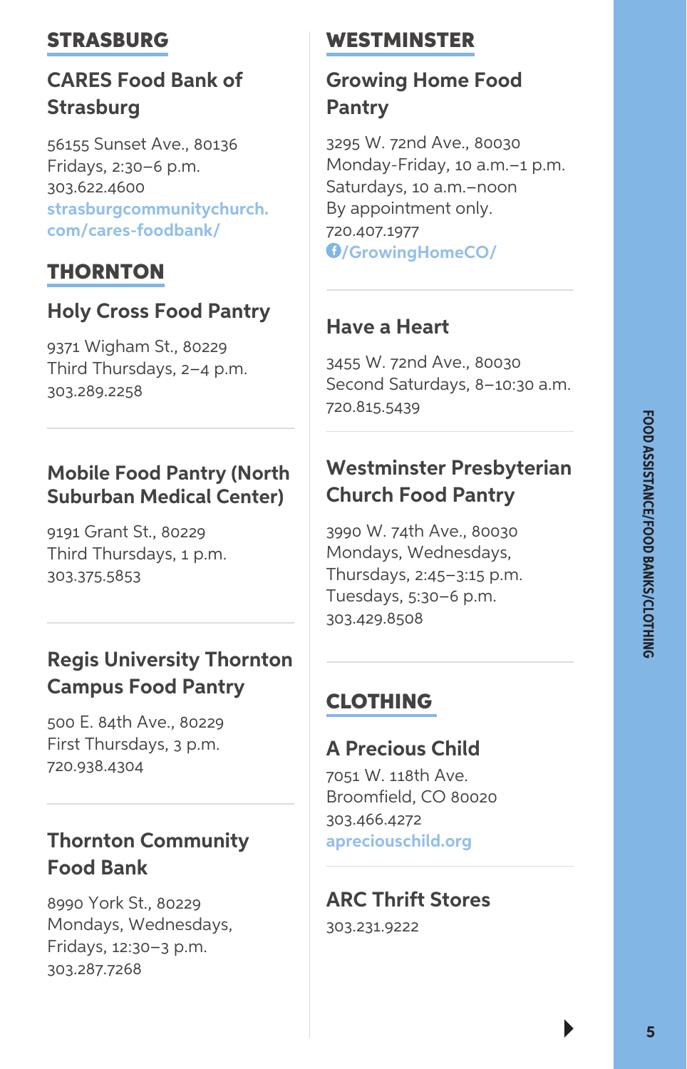## STRASBURG

### CARES Food Bank of Strasburg

56155 Sunset Ave., 80136
Fridays, 2:30–6 p.m.
303.622.4600
strasburgcommunitychurch.com/cares-foodbank/

## THORNTON

### Holy Cross Food Pantry

9371 Wigham St., 80229
Third Thursdays, 2–4 p.m.
303.289.2258

### Mobile Food Pantry (North Suburban Medical Center)

9191 Grant St., 80229
Third Thursdays, 1 p.m.
303.375.5853

### Regis University Thornton Campus Food Pantry

500 E. 84th Ave., 80229
First Thursdays, 3 p.m.
720.938.4304

### Thornton Community Food Bank

8990 York St., 80229
Mondays, Wednesdays, Fridays, 12:30–3 p.m.
303.287.7268

## WESTMINSTER

### Growing Home Food Pantry

3295 W. 72nd Ave., 80030
Monday-Friday, 10 a.m.–1 p.m.
Saturdays, 10 a.m.–noon
By appointment only.
720.407.1977
/GrowingHomeCO/

### Have a Heart

3455 W. 72nd Ave., 80030
Second Saturdays, 8–10:30 a.m.
720.815.5439

### Westminster Presbyterian Church Food Pantry

3990 W. 74th Ave., 80030
Mondays, Wednesdays, Thursdays, 2:45–3:15 p.m.
Tuesdays, 5:30–6 p.m.
303.429.8508

## CLOTHING

### A Precious Child

7051 W. 118th Ave.
Broomfield, CO 80020
303.466.4272
apreciouschild.org

### ARC Thrift Stores

303.231.9222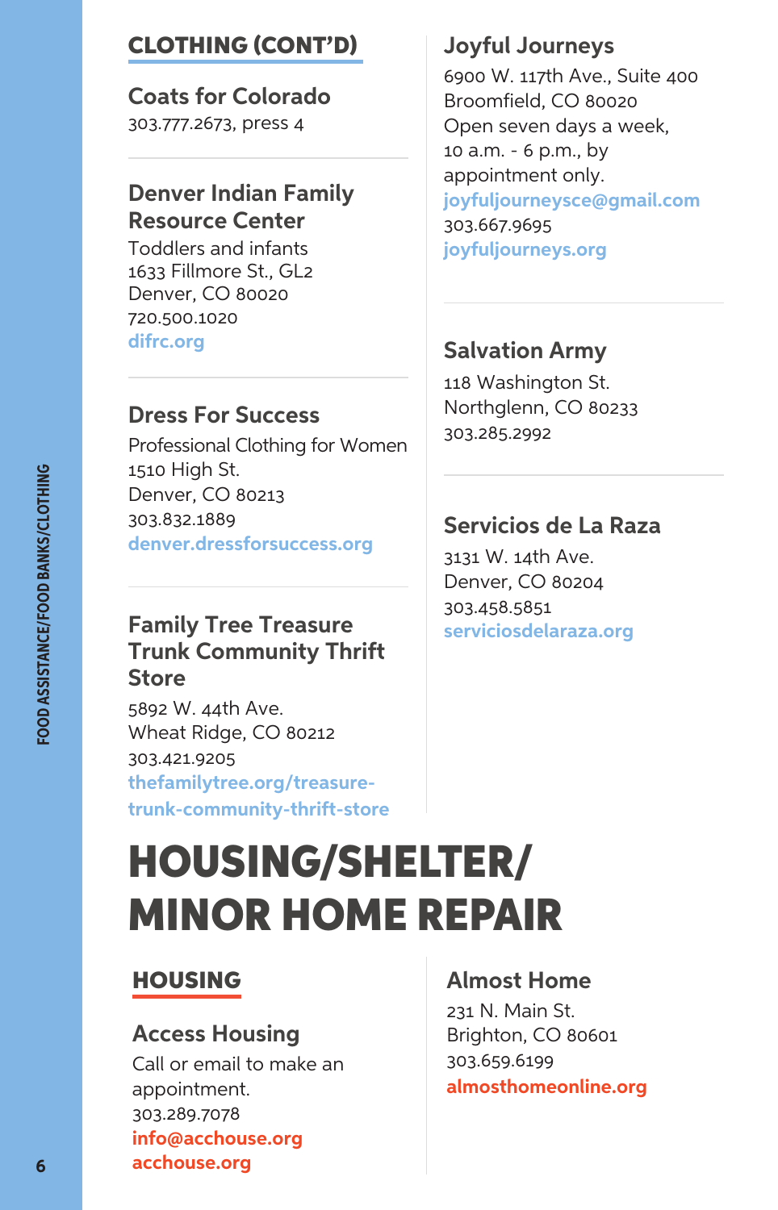## CLOTHING (CONT'D)

### Coats for Colorado

303.777.2673, press 4

### Denver Indian Family Resource Center

Toddlers and infants
1633 Fillmore St., GL2
Denver, CO 80020
720.500.1020
difrc.org

### Dress For Success

Professional Clothing for Women
1510 High St.
Denver, CO 80213
303.832.1889
denver.dressforsuccess.org

### Family Tree Treasure Trunk Community Thrift Store

5892 W. 44th Ave.
Wheat Ridge, CO 80212
303.421.9205
thefamilytree.org/treasure-trunk-community-thrift-store

### Joyful Journeys

6900 W. 117th Ave., Suite 400
Broomfield, CO 80020
Open seven days a week, 10 a.m. - 6 p.m., by appointment only.
joyfuljourneysce@gmail.com
303.667.9695
joyfuljourneys.org

### Salvation Army

118 Washington St.
Northglenn, CO 80233
303.285.2992

### Servicios de La Raza

3131 W. 14th Ave.
Denver, CO 80204
303.458.5851
serviciosdelaraza.org

# HOUSING/SHELTER/ MINOR HOME REPAIR

## HOUSING

### Access Housing

Call or email to make an appointment.
303.289.7078
info@acchouse.org
acchouse.org

### Almost Home

231 N. Main St.
Brighton, CO 80601
303.659.6199
almosthomeonline.org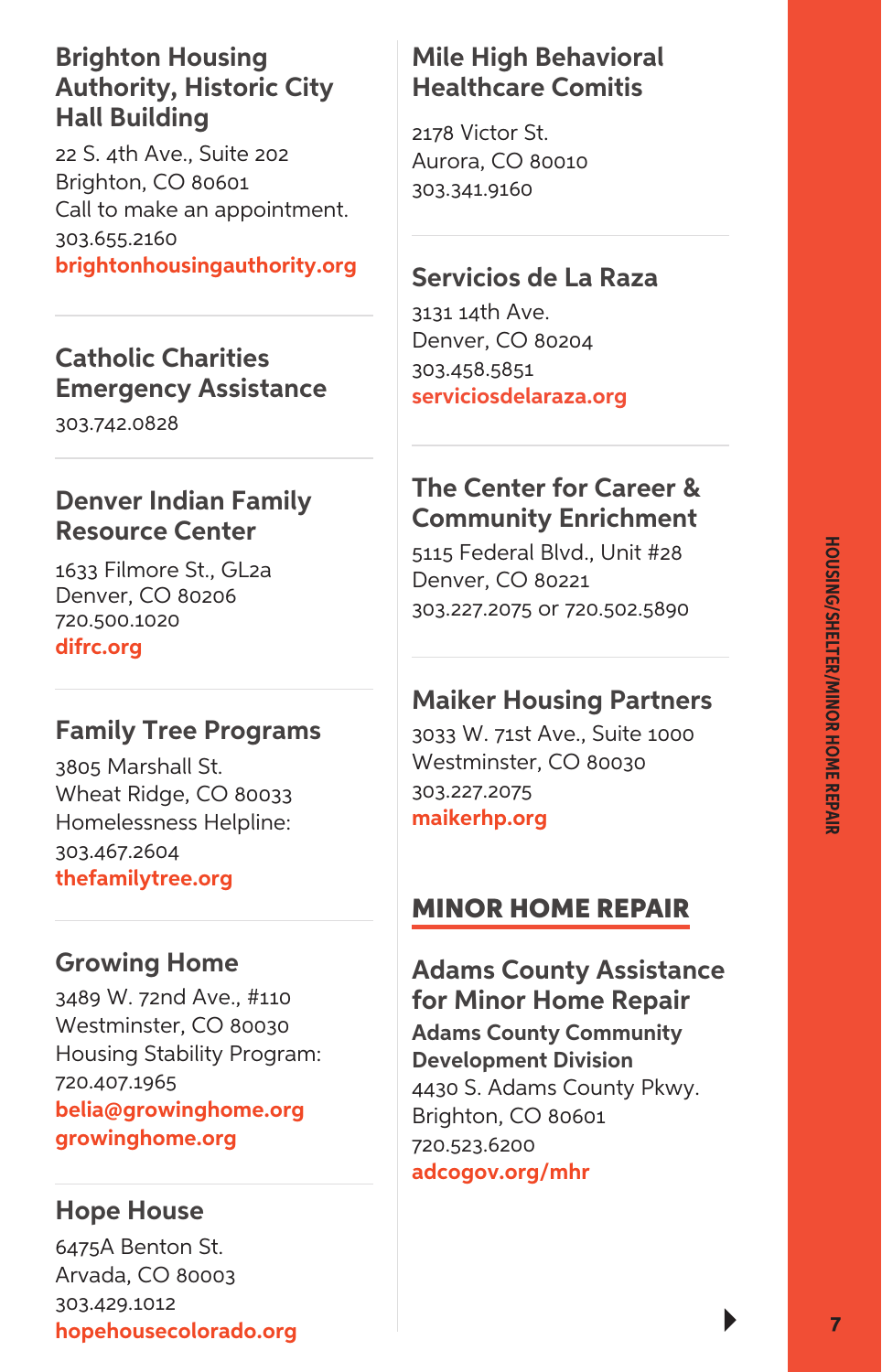### Brighton Housing Authority, Historic City Hall Building

22 S. 4th Ave., Suite 202
Brighton, CO 80601
Call to make an appointment.
303.655.2160
**brightonhousingauthority.org**

### Catholic Charities Emergency Assistance

303.742.0828

### Denver Indian Family Resource Center

1633 Filmore St., GL2a
Denver, CO 80206
720.500.1020
**difrc.org**

### Family Tree Programs

3805 Marshall St.
Wheat Ridge, CO 80033
Homelessness Helpline:
303.467.2604
**thefamilytree.org**

### Growing Home

3489 W. 72nd Ave., #110
Westminster, CO 80030
Housing Stability Program:
720.407.1965
**belia@growinghome.org**
**growinghome.org**

### Hope House

6475A Benton St.
Arvada, CO 80003
303.429.1012
**hopehousecolorado.org**

### Mile High Behavioral Healthcare Comitis

2178 Victor St.
Aurora, CO 80010
303.341.9160

### Servicios de La Raza

3131 14th Ave.
Denver, CO 80204
303.458.5851
**serviciosdelaraza.org**

### The Center for Career & Community Enrichment

5115 Federal Blvd., Unit #28
Denver, CO 80221
303.227.2075 or 720.502.5890

### Maiker Housing Partners

3033 W. 71st Ave., Suite 1000
Westminster, CO 80030
303.227.2075
**maikerhp.org**

## MINOR HOME REPAIR

### Adams County Assistance for Minor Home Repair

**Adams County Community Development Division**
4430 S. Adams County Pkwy.
Brighton, CO 80601
720.523.6200
**adcogov.org/mhr**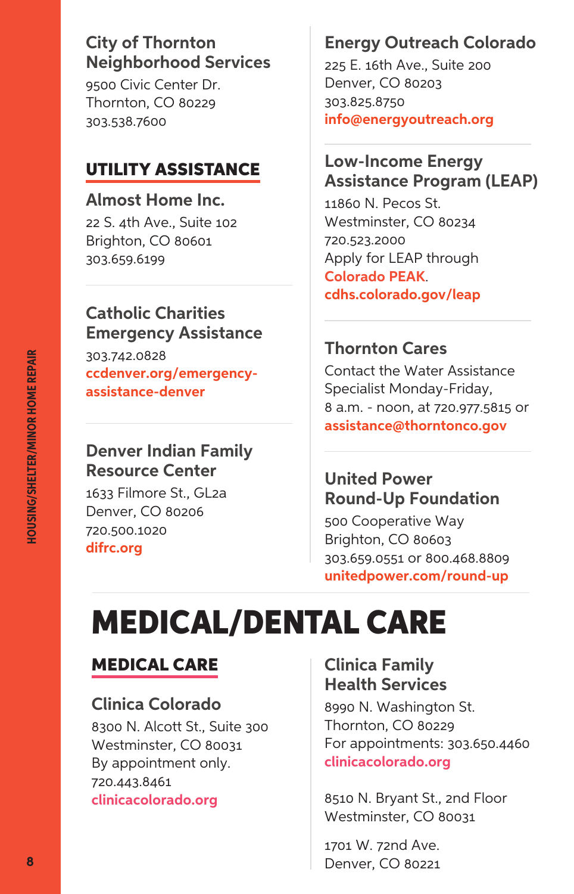### City of Thornton Neighborhood Services

9500 Civic Center Dr.
Thornton, CO 80229
303.538.7600

## UTILITY ASSISTANCE

### Almost Home Inc.

22 S. 4th Ave., Suite 102
Brighton, CO 80601
303.659.6199

### Catholic Charities Emergency Assistance

303.742.0828
ccdenver.org/emergency-assistance-denver

### Denver Indian Family Resource Center

1633 Filmore St., GL2a
Denver, CO 80206
720.500.1020
difrc.org

### Energy Outreach Colorado

225 E. 16th Ave., Suite 200
Denver, CO 80203
303.825.8750
info@energyoutreach.org

### Low-Income Energy Assistance Program (LEAP)

11860 N. Pecos St.
Westminster, CO 80234
720.523.2000
Apply for LEAP through **Colorado PEAK**.
cdhs.colorado.gov/leap

### Thornton Cares

Contact the Water Assistance Specialist Monday-Friday, 8 a.m. - noon, at 720.977.5815 or assistance@thorntonco.gov

### United Power Round-Up Foundation

500 Cooperative Way
Brighton, CO 80603
303.659.0551 or 800.468.8809
unitedpower.com/round-up

# MEDICAL/DENTAL CARE

## MEDICAL CARE

### Clinica Colorado

8300 N. Alcott St., Suite 300
Westminster, CO 80031
By appointment only.
720.443.8461
clinicacolorado.org

### Clinica Family Health Services

8990 N. Washington St.
Thornton, CO 80229
For appointments: 303.650.4460
clinicacolorado.org

8510 N. Bryant St., 2nd Floor
Westminster, CO 80031

1701 W. 72nd Ave.
Denver, CO 80221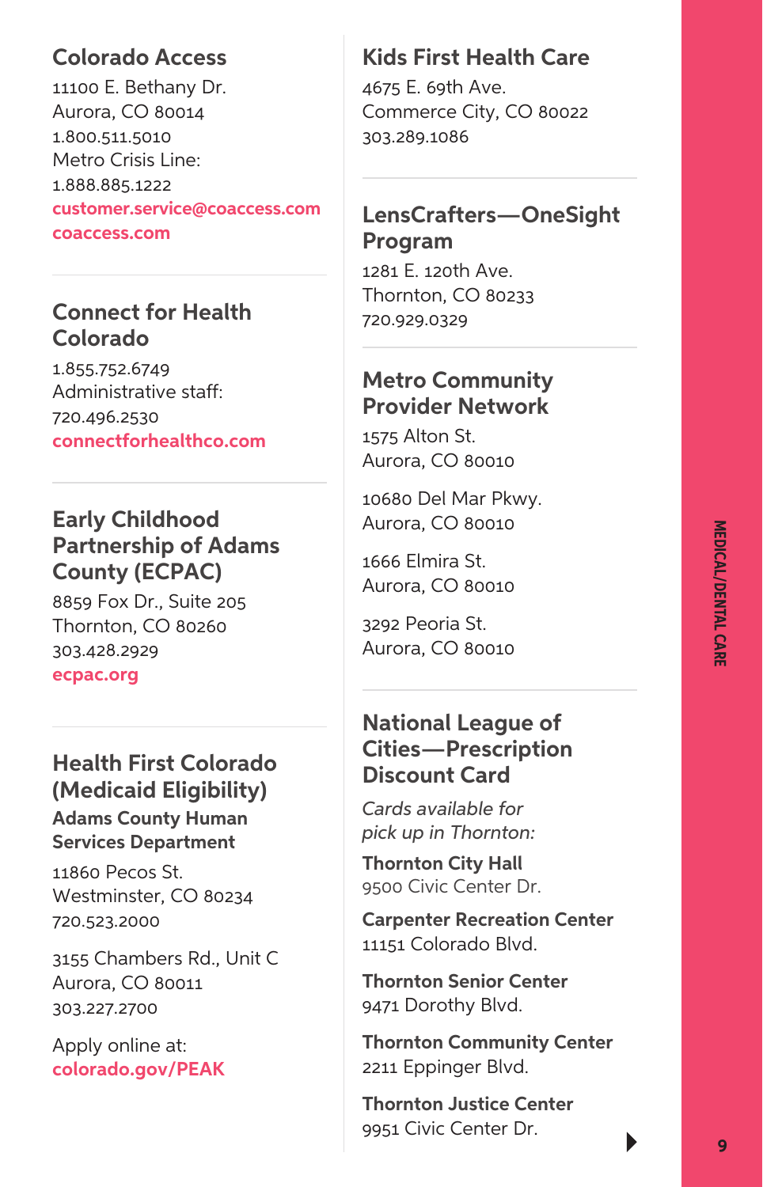## Colorado Access

11100 E. Bethany Dr.
Aurora, CO 80014
1.800.511.5010
Metro Crisis Line:
1.888.885.1222
customer.service@coaccess.com
coaccess.com

## Connect for Health Colorado

1.855.752.6749
Administrative staff:
720.496.2530
connectforhealthco.com

## Early Childhood Partnership of Adams County (ECPAC)

8859 Fox Dr., Suite 205
Thornton, CO 80260
303.428.2929
ecpac.org

## Health First Colorado (Medicaid Eligibility)

### Adams County Human Services Department

11860 Pecos St.
Westminster, CO 80234
720.523.2000

3155 Chambers Rd., Unit C
Aurora, CO 80011
303.227.2700

Apply online at:
colorado.gov/PEAK

## Kids First Health Care

4675 E. 69th Ave.
Commerce City, CO 80022
303.289.1086

## LensCrafters—OneSight Program

1281 E. 120th Ave.
Thornton, CO 80233
720.929.0329

## Metro Community Provider Network

1575 Alton St.
Aurora, CO 80010

10680 Del Mar Pkwy.
Aurora, CO 80010

1666 Elmira St.
Aurora, CO 80010

3292 Peoria St.
Aurora, CO 80010

## National League of Cities—Prescription Discount Card

*Cards available for pick up in Thornton:*

**Thornton City Hall**
9500 Civic Center Dr.

**Carpenter Recreation Center**
11151 Colorado Blvd.

**Thornton Senior Center**
9471 Dorothy Blvd.

**Thornton Community Center**
2211 Eppinger Blvd.

**Thornton Justice Center**
9951 Civic Center Dr.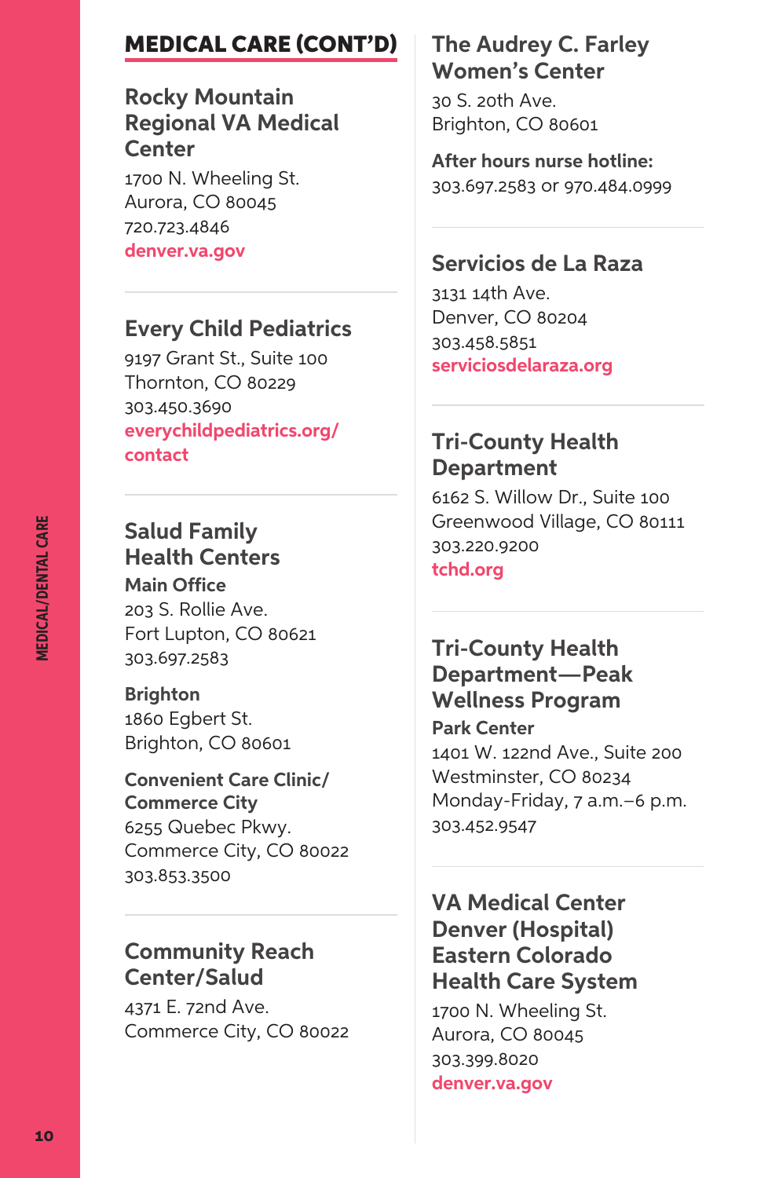## MEDICAL CARE (CONT'D)

### Rocky Mountain Regional VA Medical Center

1700 N. Wheeling St.
Aurora, CO 80045
720.723.4846
**denver.va.gov**

### Every Child Pediatrics

9197 Grant St., Suite 100
Thornton, CO 80229
303.450.3690
**everychildpediatrics.org/contact**

### Salud Family Health Centers

**Main Office**
203 S. Rollie Ave.
Fort Lupton, CO 80621
303.697.2583

**Brighton**
1860 Egbert St.
Brighton, CO 80601

**Convenient Care Clinic/ Commerce City**
6255 Quebec Pkwy.
Commerce City, CO 80022
303.853.3500

### Community Reach Center/Salud

4371 E. 72nd Ave.
Commerce City, CO 80022

### The Audrey C. Farley Women's Center

30 S. 20th Ave.
Brighton, CO 80601

**After hours nurse hotline:**
303.697.2583 or 970.484.0999

### Servicios de La Raza

3131 14th Ave.
Denver, CO 80204
303.458.5851
**serviciosdelaraza.org**

### Tri-County Health Department

6162 S. Willow Dr., Suite 100
Greenwood Village, CO 80111
303.220.9200
**tchd.org**

### Tri-County Health Department—Peak Wellness Program

**Park Center**
1401 W. 122nd Ave., Suite 200
Westminster, CO 80234
Monday-Friday, 7 a.m.–6 p.m.
303.452.9547

### VA Medical Center Denver (Hospital) Eastern Colorado Health Care System

1700 N. Wheeling St.
Aurora, CO 80045
303.399.8020
**denver.va.gov**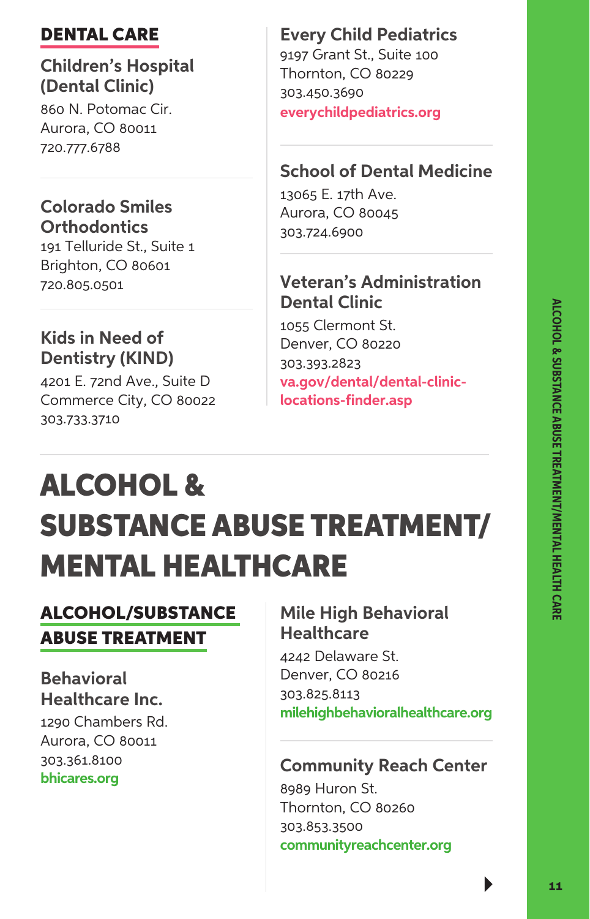## DENTAL CARE

### Children's Hospital (Dental Clinic)

860 N. Potomac Cir.
Aurora, CO 80011
720.777.6788

### Colorado Smiles Orthodontics

191 Telluride St., Suite 1
Brighton, CO 80601
720.805.0501

### Kids in Need of Dentistry (KIND)

4201 E. 72nd Ave., Suite D
Commerce City, CO 80022
303.733.3710

### Every Child Pediatrics

9197 Grant St., Suite 100
Thornton, CO 80229
303.450.3690
everychildpediatrics.org

### School of Dental Medicine

13065 E. 17th Ave.
Aurora, CO 80045
303.724.6900

### Veteran's Administration Dental Clinic

1055 Clermont St.
Denver, CO 80220
303.393.2823
va.gov/dental/dental-clinic-locations-finder.asp

# ALCOHOL & SUBSTANCE ABUSE TREATMENT/ MENTAL HEALTHCARE

## ALCOHOL/SUBSTANCE ABUSE TREATMENT

### Behavioral Healthcare Inc.

1290 Chambers Rd.
Aurora, CO 80011
303.361.8100
bhicares.org

### Mile High Behavioral Healthcare

4242 Delaware St.
Denver, CO 80216
303.825.8113
milehighbehavioralhealthcare.org

### Community Reach Center

8989 Huron St.
Thornton, CO 80260
303.853.3500
communityreachcenter.org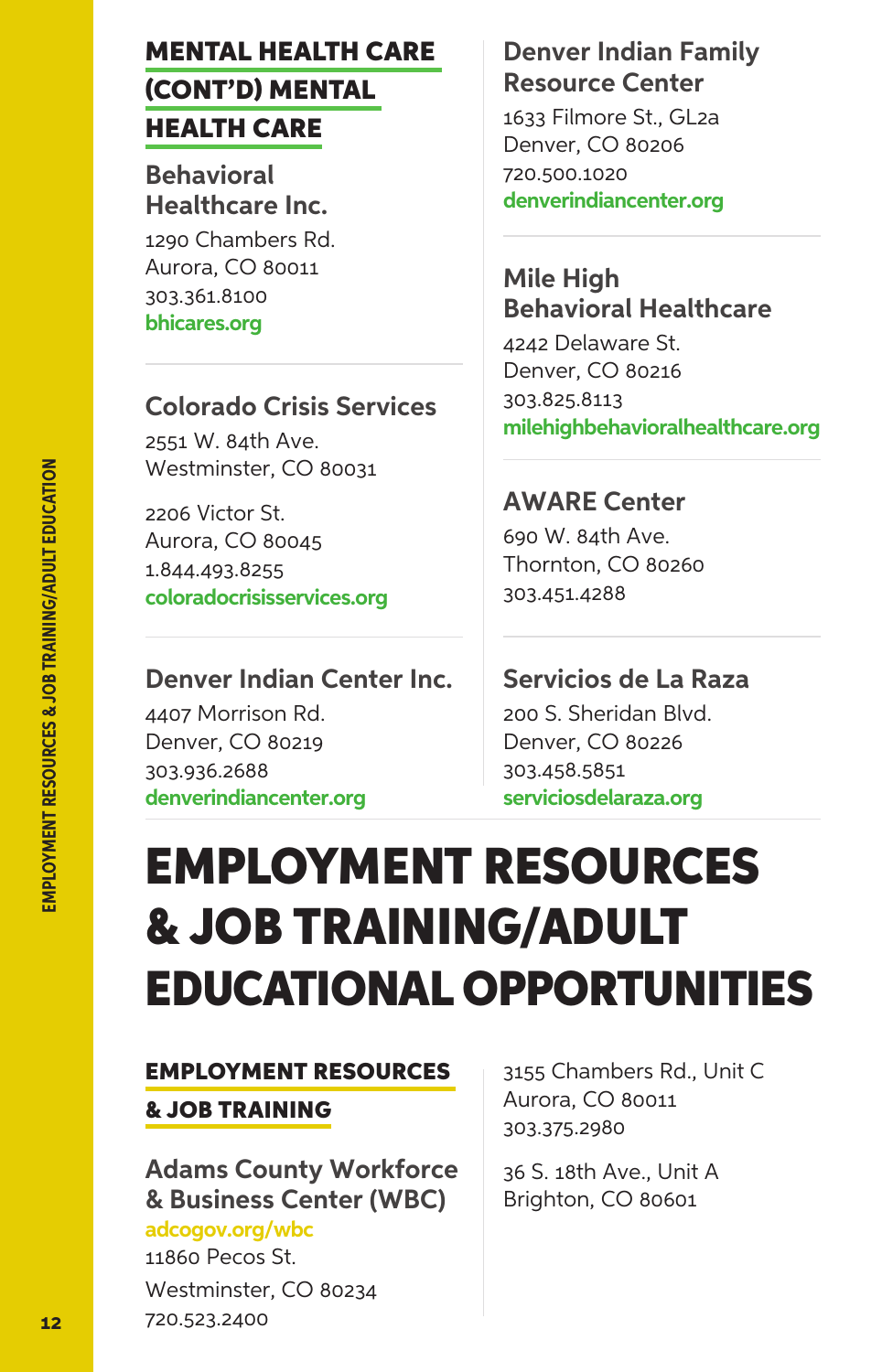## MENTAL HEALTH CARE (CONT'D) MENTAL HEALTH CARE

### Behavioral Healthcare Inc.

1290 Chambers Rd.
Aurora, CO 80011
303.361.8100
bhicares.org

### Colorado Crisis Services

2551 W. 84th Ave.
Westminster, CO 80031

2206 Victor St.
Aurora, CO 80045
1.844.493.8255
coloradocrisisservices.org

### Denver Indian Center Inc.

4407 Morrison Rd.
Denver, CO 80219
303.936.2688
denverindiancenter.org

### Denver Indian Family Resource Center

1633 Filmore St., GL2a
Denver, CO 80206
720.500.1020
denverindiancenter.org

### Mile High Behavioral Healthcare

4242 Delaware St.
Denver, CO 80216
303.825.8113
milehighbehavioralhealthcare.org

### AWARE Center

690 W. 84th Ave.
Thornton, CO 80260
303.451.4288

### Servicios de La Raza

200 S. Sheridan Blvd.
Denver, CO 80226
303.458.5851
serviciosdelaraza.org

# EMPLOYMENT RESOURCES & JOB TRAINING/ADULT EDUCATIONAL OPPORTUNITIES

## EMPLOYMENT RESOURCES & JOB TRAINING

### Adams County Workforce & Business Center (WBC)

adcogov.org/wbc
11860 Pecos St.
Westminster, CO 80234
720.523.2400

3155 Chambers Rd., Unit C
Aurora, CO 80011
303.375.2980

36 S. 18th Ave., Unit A
Brighton, CO 80601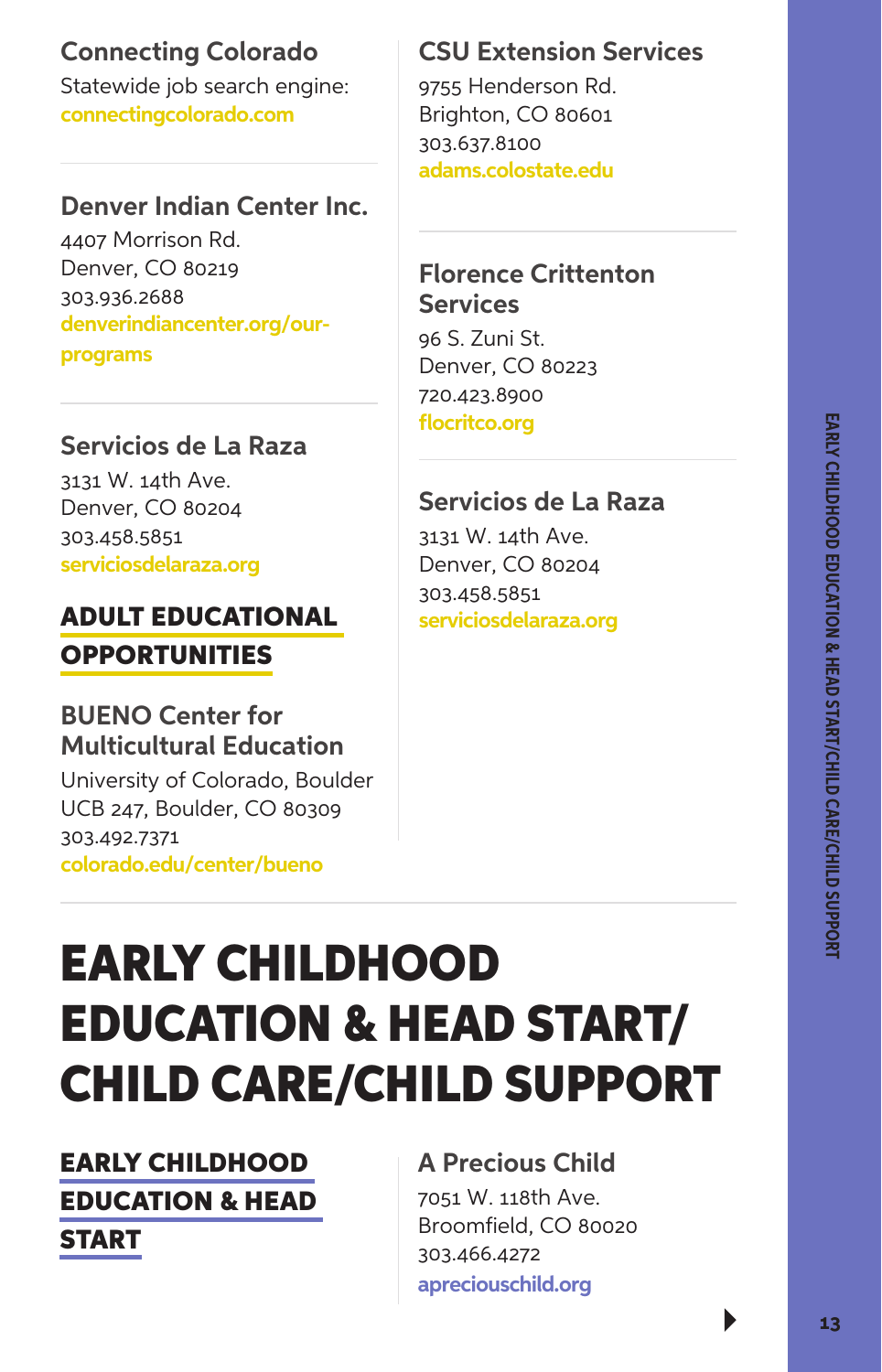### Connecting Colorado

Statewide job search engine:
connectingcolorado.com

### Denver Indian Center Inc.

4407 Morrison Rd.
Denver, CO 80219
303.936.2688
denverindiancenter.org/our-programs

### Servicios de La Raza

3131 W. 14th Ave.
Denver, CO 80204
303.458.5851
serviciosdelaraza.org

## ADULT EDUCATIONAL OPPORTUNITIES

### BUENO Center for Multicultural Education

University of Colorado, Boulder
UCB 247, Boulder, CO 80309
303.492.7371
colorado.edu/center/bueno

### CSU Extension Services

9755 Henderson Rd.
Brighton, CO 80601
303.637.8100
adams.colostate.edu

### Florence Crittenton Services

96 S. Zuni St.
Denver, CO 80223
720.423.8900
flocritco.org

### Servicios de La Raza

3131 W. 14th Ave.
Denver, CO 80204
303.458.5851
serviciosdelaraza.org

# EARLY CHILDHOOD EDUCATION & HEAD START/ CHILD CARE/CHILD SUPPORT

## EARLY CHILDHOOD EDUCATION & HEAD START

### A Precious Child

7051 W. 118th Ave.
Broomfield, CO 80020
303.466.4272
apreciouschild.org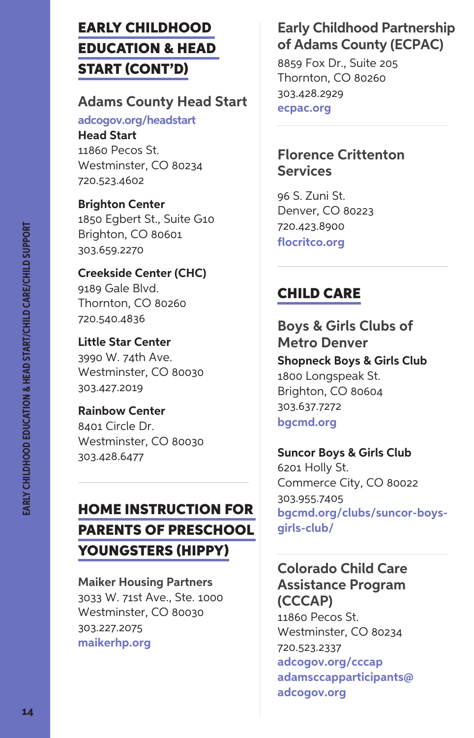## EARLY CHILDHOOD EDUCATION & HEAD START (CONT'D)

### Adams County Head Start

adcogov.org/headstart

**Head Start**
11860 Pecos St.
Westminster, CO 80234
720.523.4602

**Brighton Center**
1850 Egbert St., Suite G10
Brighton, CO 80601
303.659.2270

**Creekside Center (CHC)**
9189 Gale Blvd.
Thornton, CO 80260
720.540.4836

**Little Star Center**
3990 W. 74th Ave.
Westminster, CO 80030
303.427.2019

**Rainbow Center**
8401 Circle Dr.
Westminster, CO 80030
303.428.6477

## HOME INSTRUCTION FOR PARENTS OF PRESCHOOL YOUNGSTERS (HIPPY)

### Maiker Housing Partners

3033 W. 71st Ave., Ste. 1000
Westminster, CO 80030
303.227.2075
maikerhp.org

### Early Childhood Partnership of Adams County (ECPAC)

8859 Fox Dr., Suite 205
Thornton, CO 80260
303.428.2929
ecpac.org

### Florence Crittenton Services

96 S. Zuni St.
Denver, CO 80223
720.423.8900
flocritco.org

## CHILD CARE

### Boys & Girls Clubs of Metro Denver

**Shopneck Boys & Girls Club**
1800 Longspeak St.
Brighton, CO 80604
303.637.7272
bgcmd.org

**Suncor Boys & Girls Club**
6201 Holly St.
Commerce City, CO 80022
303.955.7405
bgcmd.org/clubs/suncor-boys-girls-club/

### Colorado Child Care Assistance Program (CCCAP)

11860 Pecos St.
Westminster, CO 80234
720.523.2337
adcogov.org/cccap
adamsccapparticipants@adcogov.org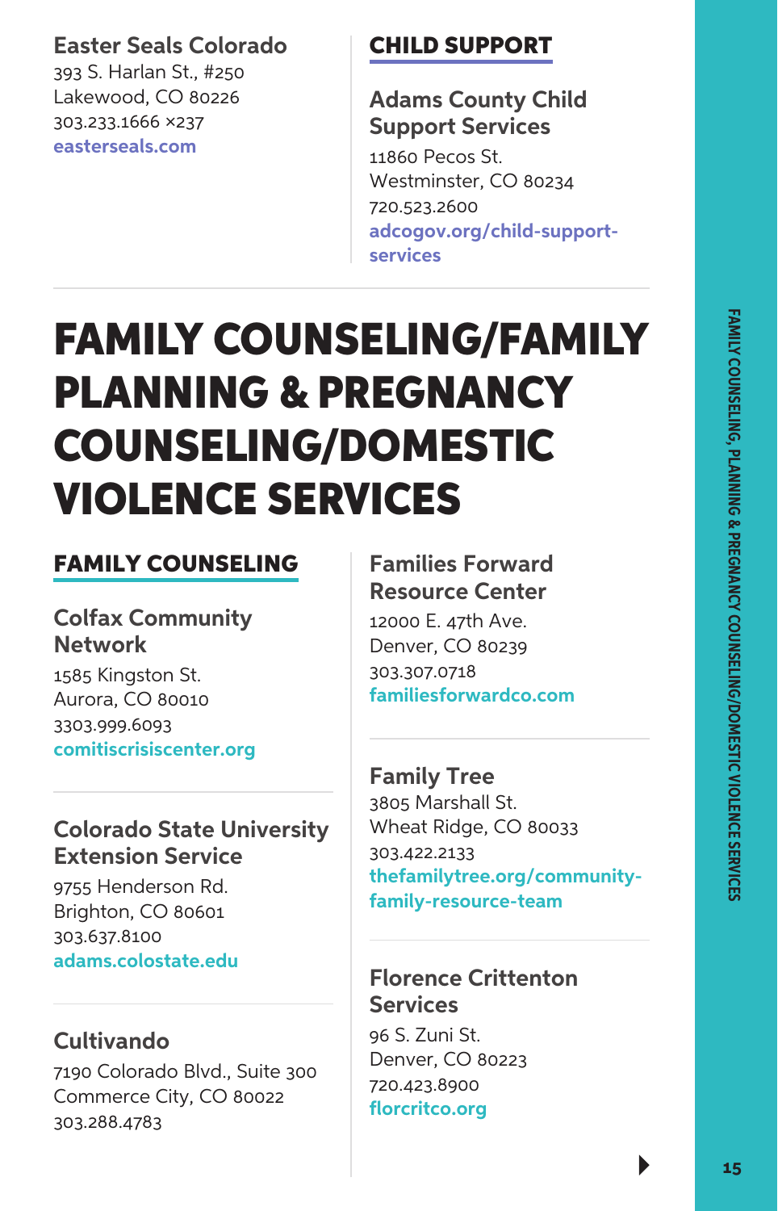**Easter Seals Colorado**
393 S. Harlan St., #250
Lakewood, CO 80226
303.233.1666 x237
easterseals.com

## CHILD SUPPORT

**Adams County Child Support Services**
11860 Pecos St.
Westminster, CO 80234
720.523.2600
adcogov.org/child-support-services

# FAMILY COUNSELING/FAMILY PLANNING & PREGNANCY COUNSELING/DOMESTIC VIOLENCE SERVICES

## FAMILY COUNSELING

**Colfax Community Network**
1585 Kingston St.
Aurora, CO 80010
3303.999.6093
comitiscrisiscenter.org

**Colorado State University Extension Service**
9755 Henderson Rd.
Brighton, CO 80601
303.637.8100
adams.colostate.edu

**Cultivando**
7190 Colorado Blvd., Suite 300
Commerce City, CO 80022
303.288.4783

**Families Forward Resource Center**
12000 E. 47th Ave.
Denver, CO 80239
303.307.0718
familiesforwardco.com

**Family Tree**
3805 Marshall St.
Wheat Ridge, CO 80033
303.422.2133
thefamilytree.org/community-family-resource-team

**Florence Crittenton Services**
96 S. Zuni St.
Denver, CO 80223
720.423.8900
florcritco.org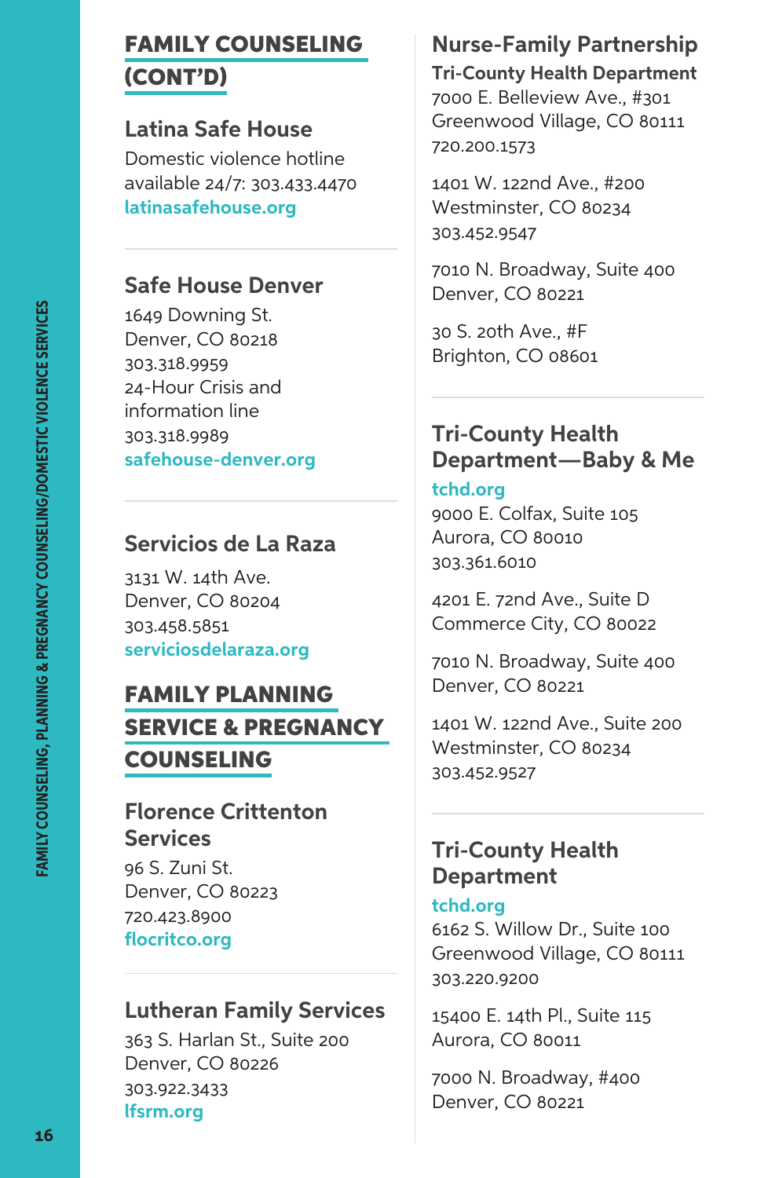## FAMILY COUNSELING (CONT'D)

### Latina Safe House

Domestic violence hotline available 24/7: 303.433.4470
latinasafehouse.org

### Safe House Denver

1649 Downing St.
Denver, CO 80218
303.318.9959
24-Hour Crisis and information line
303.318.9989
safehouse-denver.org

### Servicios de La Raza

3131 W. 14th Ave.
Denver, CO 80204
303.458.5851
serviciosdelaraza.org

## FAMILY PLANNING SERVICE & PREGNANCY COUNSELING

### Florence Crittenton Services

96 S. Zuni St.
Denver, CO 80223
720.423.8900
flocritco.org

### Lutheran Family Services

363 S. Harlan St., Suite 200
Denver, CO 80226
303.922.3433
lfsrm.org

### Nurse-Family Partnership

**Tri-County Health Department**
7000 E. Belleview Ave., #301
Greenwood Village, CO 80111
720.200.1573

1401 W. 122nd Ave., #200
Westminster, CO 80234
303.452.9547

7010 N. Broadway, Suite 400
Denver, CO 80221

30 S. 20th Ave., #F
Brighton, CO 08601

### Tri-County Health Department—Baby & Me

tchd.org
9000 E. Colfax, Suite 105
Aurora, CO 80010
303.361.6010

4201 E. 72nd Ave., Suite D
Commerce City, CO 80022

7010 N. Broadway, Suite 400
Denver, CO 80221

1401 W. 122nd Ave., Suite 200
Westminster, CO 80234
303.452.9527

### Tri-County Health Department

tchd.org
6162 S. Willow Dr., Suite 100
Greenwood Village, CO 80111
303.220.9200

15400 E. 14th Pl., Suite 115
Aurora, CO 80011

7000 N. Broadway, #400
Denver, CO 80221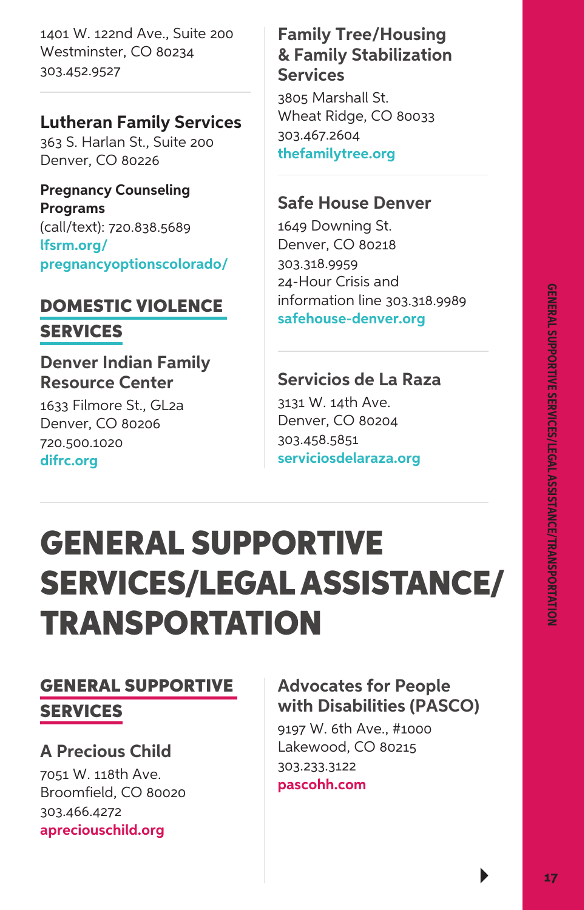1401 W. 122nd Ave., Suite 200
Westminster, CO 80234
303.452.9527

### Lutheran Family Services

363 S. Harlan St., Suite 200
Denver, CO 80226

**Pregnancy Counseling Programs**
(call/text): 720.838.5689
lfsrm.org/pregnancyoptionscolorado/

## DOMESTIC VIOLENCE SERVICES

### Denver Indian Family Resource Center

1633 Filmore St., GL2a
Denver, CO 80206
720.500.1020
difrc.org

### Family Tree/Housing & Family Stabilization Services

3805 Marshall St.
Wheat Ridge, CO 80033
303.467.2604
thefamilytree.org

### Safe House Denver

1649 Downing St.
Denver, CO 80218
303.318.9959
24-Hour Crisis and information line 303.318.9989
safehouse-denver.org

### Servicios de La Raza

3131 W. 14th Ave.
Denver, CO 80204
303.458.5851
serviciosdelaraza.org

# GENERAL SUPPORTIVE SERVICES/LEGAL ASSISTANCE/ TRANSPORTATION

## GENERAL SUPPORTIVE SERVICES

### A Precious Child

7051 W. 118th Ave.
Broomfield, CO 80020
303.466.4272
apreciouschild.org

### Advocates for People with Disabilities (PASCO)

9197 W. 6th Ave., #1000
Lakewood, CO 80215
303.233.3122
pascohh.com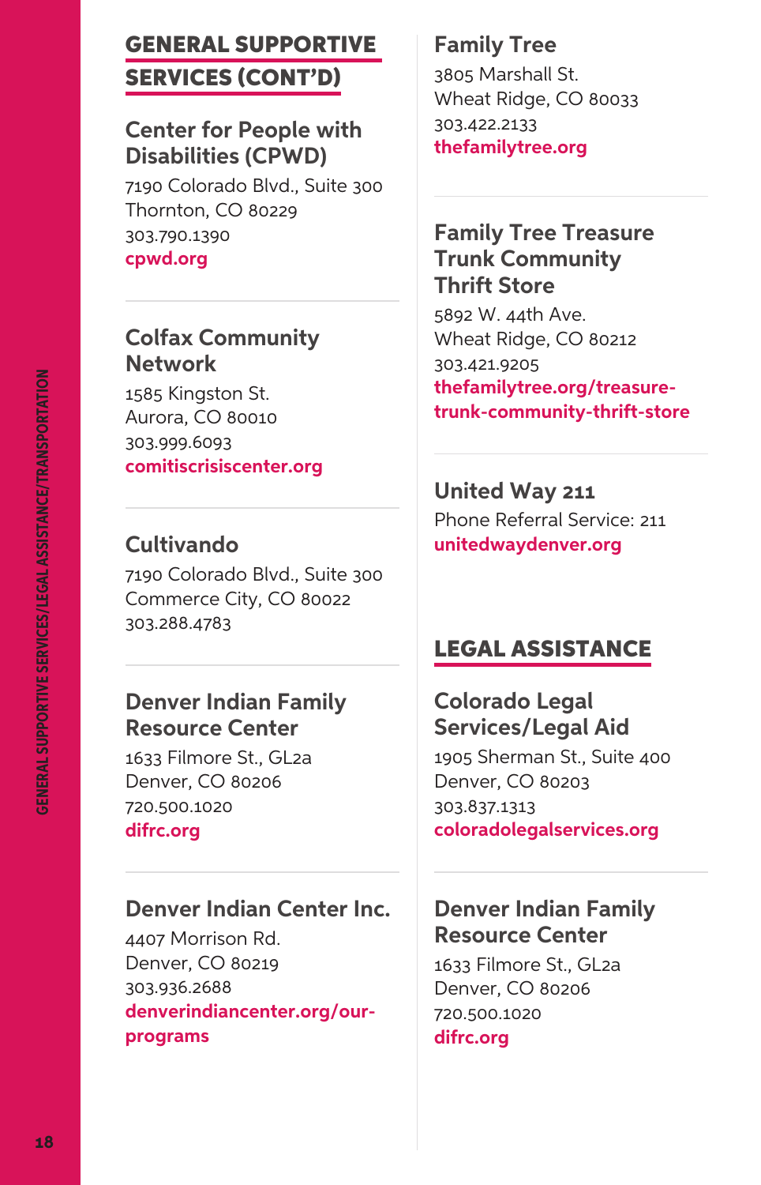## GENERAL SUPPORTIVE SERVICES (CONT'D)

### Center for People with Disabilities (CPWD)

7190 Colorado Blvd., Suite 300
Thornton, CO 80229
303.790.1390
**cpwd.org**

### Colfax Community Network

1585 Kingston St.
Aurora, CO 80010
303.999.6093
**comitiscrisiscenter.org**

### Cultivando

7190 Colorado Blvd., Suite 300
Commerce City, CO 80022
303.288.4783

### Denver Indian Family Resource Center

1633 Filmore St., GL2a
Denver, CO 80206
720.500.1020
**difrc.org**

### Denver Indian Center Inc.

4407 Morrison Rd.
Denver, CO 80219
303.936.2688
**denverindiancenter.org/our-programs**

### Family Tree

3805 Marshall St.
Wheat Ridge, CO 80033
303.422.2133
**thefamilytree.org**

### Family Tree Treasure Trunk Community Thrift Store

5892 W. 44th Ave.
Wheat Ridge, CO 80212
303.421.9205
**thefamilytree.org/treasure-trunk-community-thrift-store**

### United Way 211

Phone Referral Service: 211
**unitedwaydenver.org**

## LEGAL ASSISTANCE

### Colorado Legal Services/Legal Aid

1905 Sherman St., Suite 400
Denver, CO 80203
303.837.1313
**coloradolegalservices.org**

### Denver Indian Family Resource Center

1633 Filmore St., GL2a
Denver, CO 80206
720.500.1020
**difrc.org**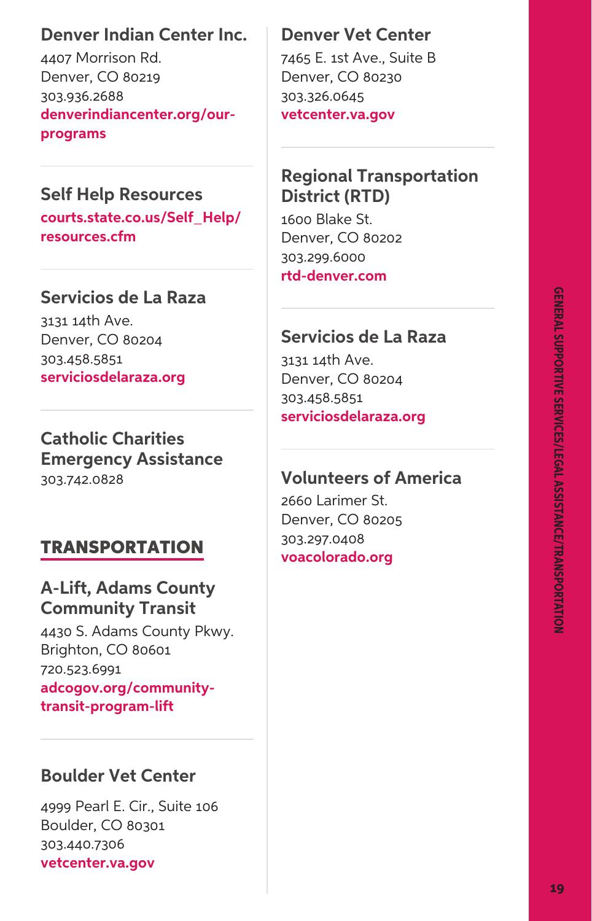### Denver Indian Center Inc.

4407 Morrison Rd.
Denver, CO 80219
303.936.2688
**denverindiancenter.org/our-programs**

### Self Help Resources

**courts.state.co.us/Self_Help/resources.cfm**

### Servicios de La Raza

3131 14th Ave.
Denver, CO 80204
303.458.5851
**serviciosdelaraza.org**

### Catholic Charities Emergency Assistance

303.742.0828

## TRANSPORTATION

### A-Lift, Adams County Community Transit

4430 S. Adams County Pkwy.
Brighton, CO 80601
720.523.6991
**adcogov.org/community-transit-program-lift**

### Boulder Vet Center

4999 Pearl E. Cir., Suite 106
Boulder, CO 80301
303.440.7306
**vetcenter.va.gov**

### Denver Vet Center

7465 E. 1st Ave., Suite B
Denver, CO 80230
303.326.0645
**vetcenter.va.gov**

### Regional Transportation District (RTD)

1600 Blake St.
Denver, CO 80202
303.299.6000
**rtd-denver.com**

### Servicios de La Raza

3131 14th Ave.
Denver, CO 80204
303.458.5851
**serviciosdelaraza.org**

### Volunteers of America

2660 Larimer St.
Denver, CO 80205
303.297.0408
**voacolorado.org**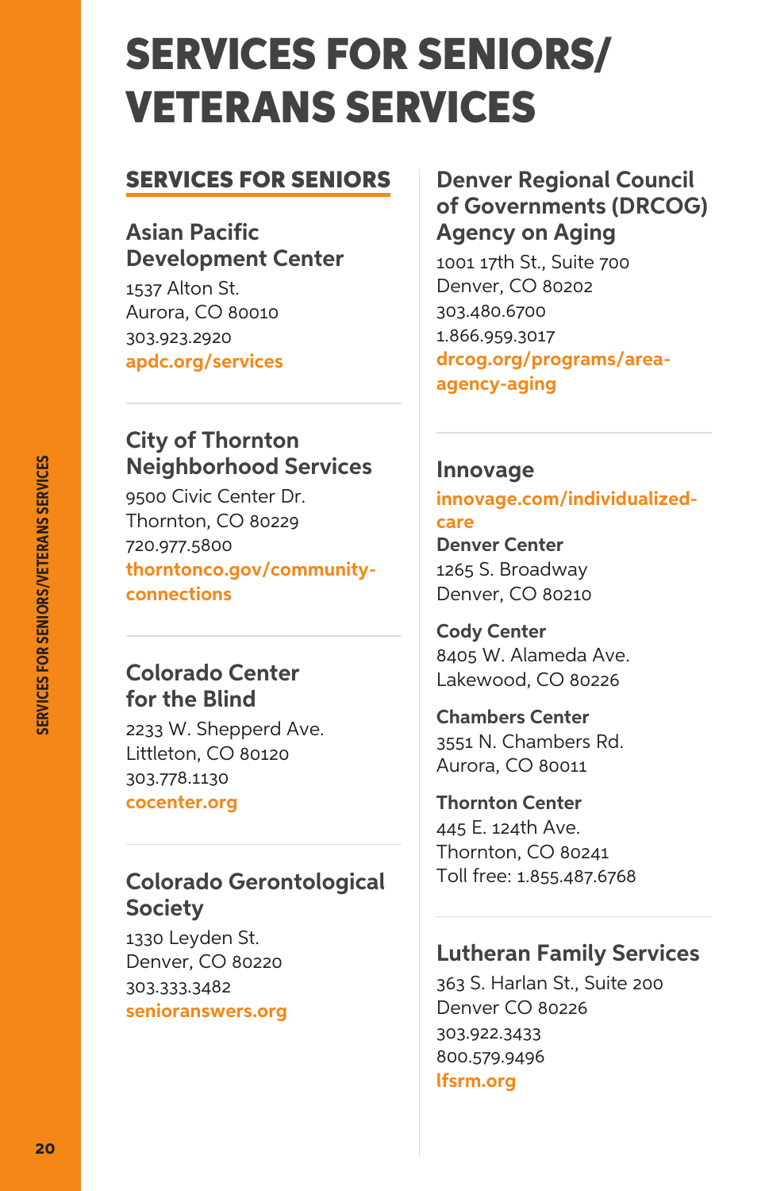# SERVICES FOR SENIORS/ VETERANS SERVICES

## SERVICES FOR SENIORS

### Asian Pacific Development Center

1537 Alton St.
Aurora, CO 80010
303.923.2920
**apdc.org/services**

### City of Thornton Neighborhood Services

9500 Civic Center Dr.
Thornton, CO 80229
720.977.5800
**thorntonco.gov/community-connections**

### Colorado Center for the Blind

2233 W. Shepperd Ave.
Littleton, CO 80120
303.778.1130
**cocenter.org**

### Colorado Gerontological Society

1330 Leyden St.
Denver, CO 80220
303.333.3482
**senioranswers.org**

### Denver Regional Council of Governments (DRCOG) Agency on Aging

1001 17th St., Suite 700
Denver, CO 80202
303.480.6700
1.866.959.3017
**drcog.org/programs/area-agency-aging**

### Innovage

**innovage.com/individualized-care**

**Denver Center**
1265 S. Broadway
Denver, CO 80210

**Cody Center**
8405 W. Alameda Ave.
Lakewood, CO 80226

**Chambers Center**
3551 N. Chambers Rd.
Aurora, CO 80011

**Thornton Center**
445 E. 124th Ave.
Thornton, CO 80241
Toll free: 1.855.487.6768

### Lutheran Family Services

363 S. Harlan St., Suite 200
Denver CO 80226
303.922.3433
800.579.9496
**lfsrm.org**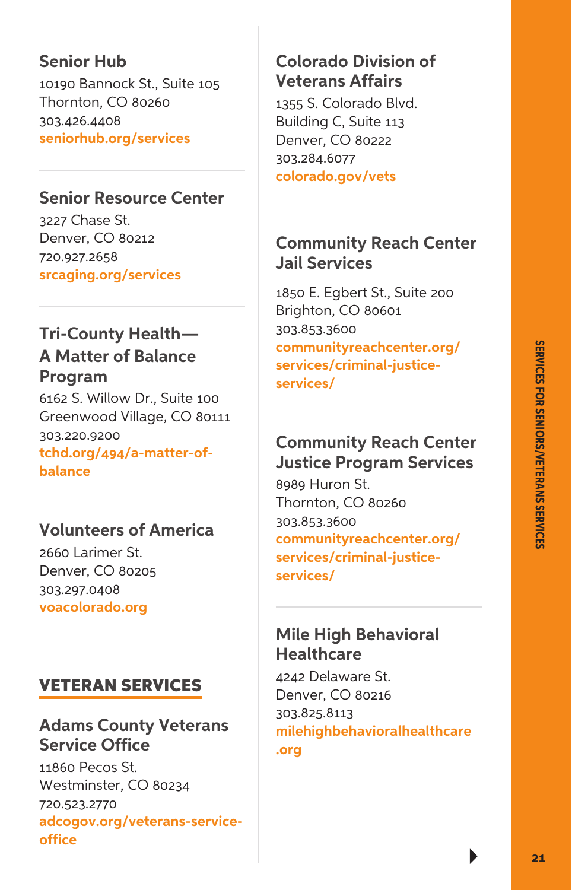### Senior Hub

10190 Bannock St., Suite 105
Thornton, CO 80260
303.426.4408
seniorhub.org/services

### Senior Resource Center

3227 Chase St.
Denver, CO 80212
720.927.2658
srcaging.org/services

### Tri-County Health— A Matter of Balance Program

6162 S. Willow Dr., Suite 100
Greenwood Village, CO 80111
303.220.9200
tchd.org/494/a-matter-of-balance

### Volunteers of America

2660 Larimer St.
Denver, CO 80205
303.297.0408
voacolorado.org

## VETERAN SERVICES

### Adams County Veterans Service Office

11860 Pecos St.
Westminster, CO 80234
720.523.2770
adcogov.org/veterans-service-office

### Colorado Division of Veterans Affairs

1355 S. Colorado Blvd.
Building C, Suite 113
Denver, CO 80222
303.284.6077
colorado.gov/vets

### Community Reach Center Jail Services

1850 E. Egbert St., Suite 200
Brighton, CO 80601
303.853.3600
communityreachcenter.org/services/criminal-justice-services/

### Community Reach Center Justice Program Services

8989 Huron St.
Thornton, CO 80260
303.853.3600
communityreachcenter.org/services/criminal-justice-services/

### Mile High Behavioral Healthcare

4242 Delaware St.
Denver, CO 80216
303.825.8113
milehighbehavioralhealthcare.org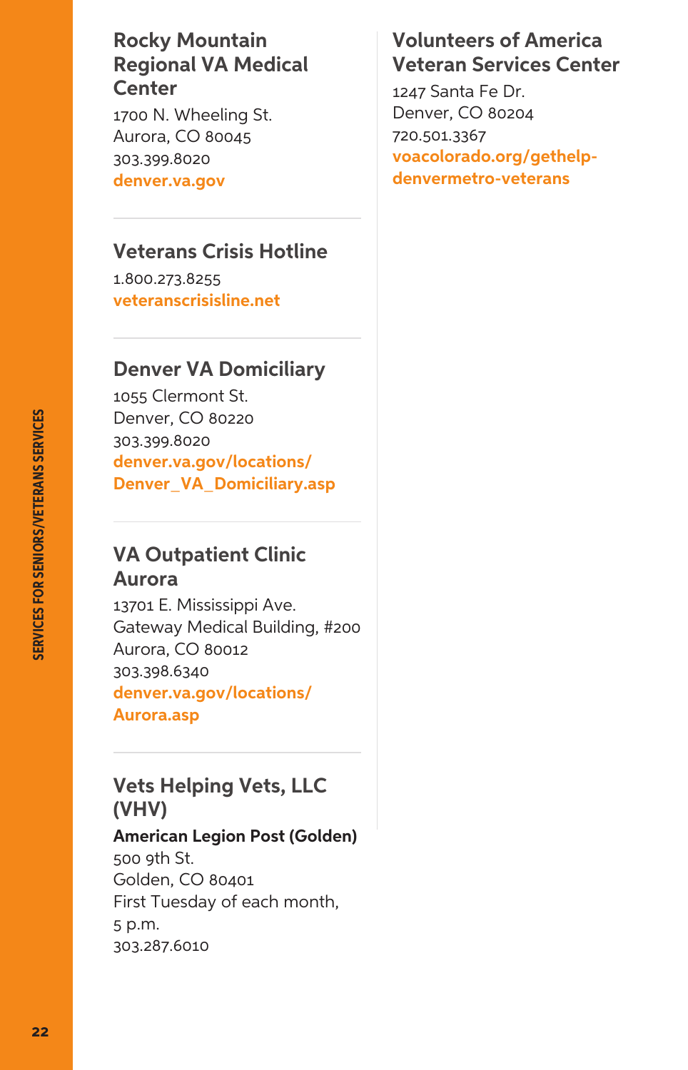## Rocky Mountain Regional VA Medical Center

1700 N. Wheeling St.
Aurora, CO 80045
303.399.8020
**denver.va.gov**

## Veterans Crisis Hotline

1.800.273.8255
**veteranscrisisline.net**

## Denver VA Domiciliary

1055 Clermont St.
Denver, CO 80220
303.399.8020
**denver.va.gov/locations/Denver_VA_Domiciliary.asp**

## VA Outpatient Clinic Aurora

13701 E. Mississippi Ave.
Gateway Medical Building, #200
Aurora, CO 80012
303.398.6340
**denver.va.gov/locations/Aurora.asp**

## Vets Helping Vets, LLC (VHV)

**American Legion Post (Golden)**
500 9th St.
Golden, CO 80401
First Tuesday of each month, 5 p.m.
303.287.6010

## Volunteers of America Veteran Services Center

1247 Santa Fe Dr.
Denver, CO 80204
720.501.3367
**voacolorado.org/gethelp-denvermetro-veterans**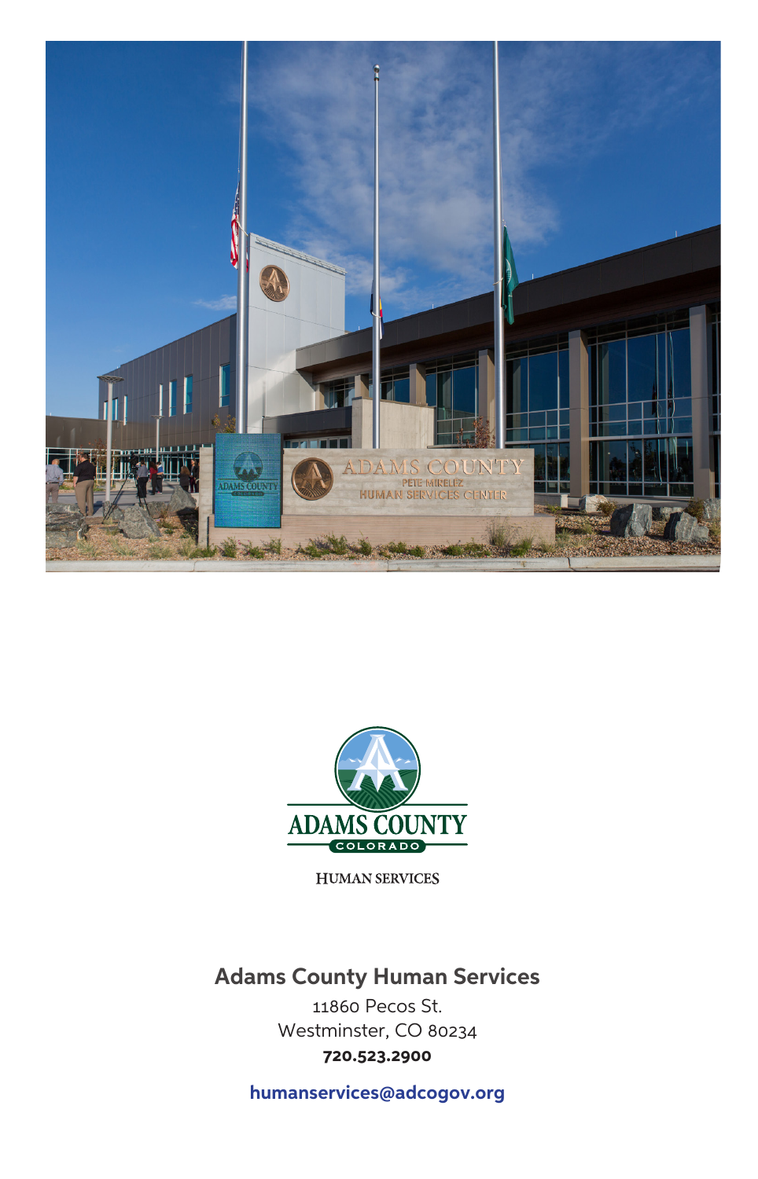ADAMS COUNTY

COLORADO

HUMAN SERVICES

**Adams County Human Services**

11860 Pecos St.
Westminster, CO 80234
**720.523.2900**

**humanservices@adcogov.org**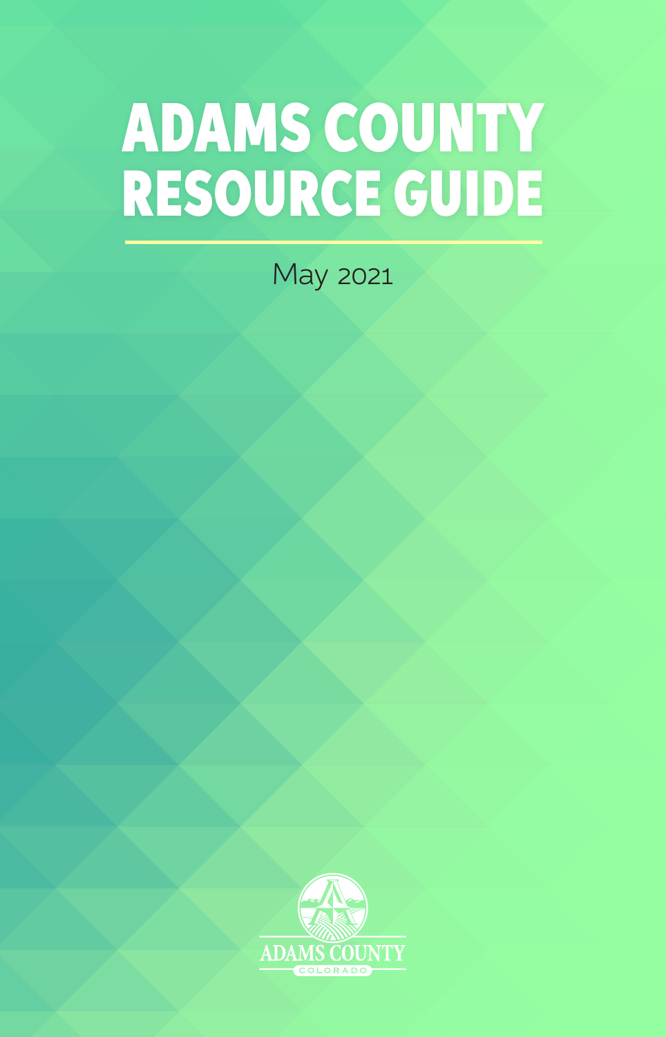# ADAMS COUNTY RESOURCE GUIDE

May 2021

ADAMS COUNTY

COLORADO